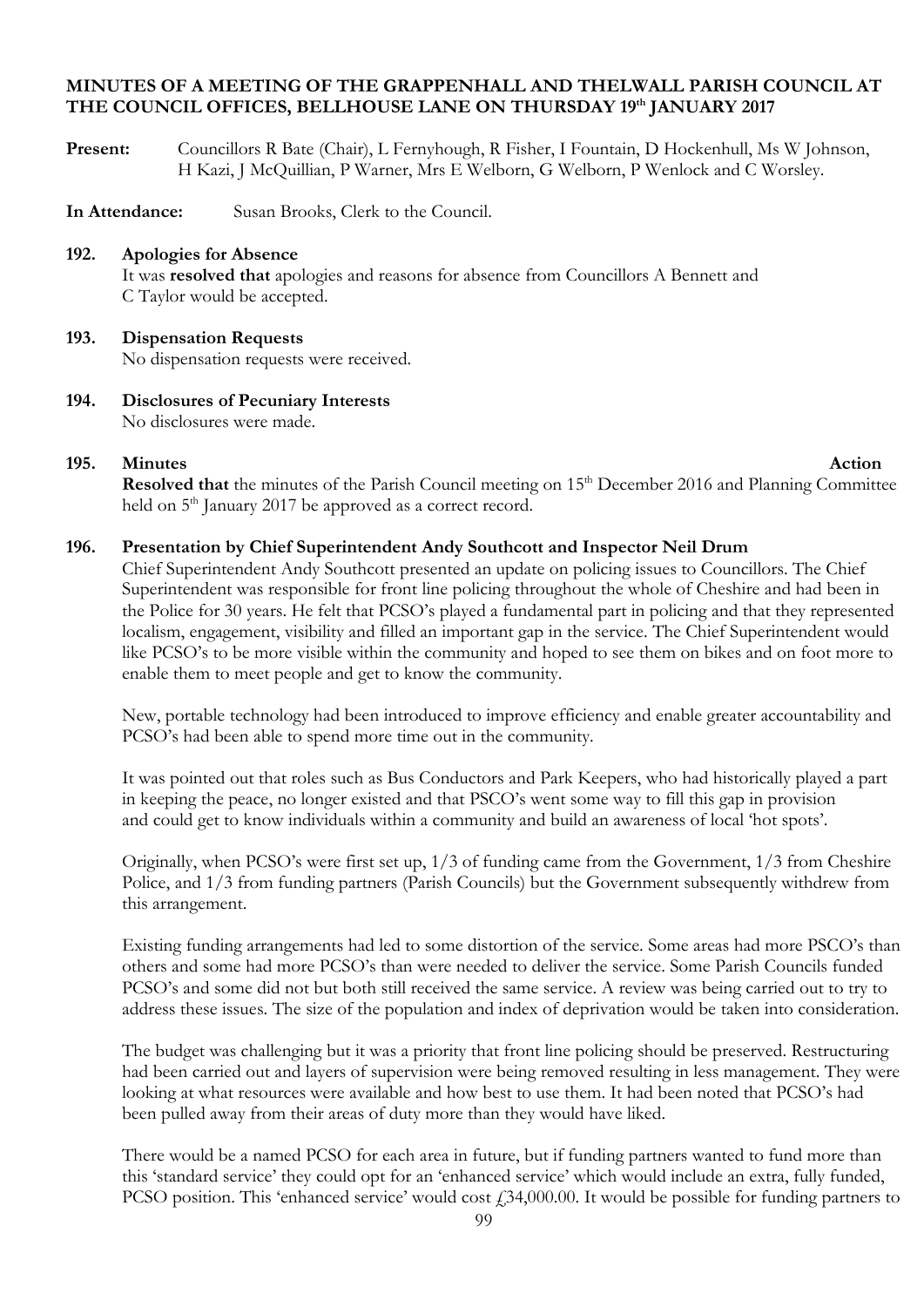**MINUTES OF A MEETING OF THE GRAPPENHALL AND THELWALL PARISH COUNCIL AT THE COUNCIL OFFICES, BELLHOUSE LANE ON THURSDAY 19th JANUARY 2017**

**Present:** Councillors R Bate (Chair), L Fernyhough, R Fisher, I Fountain, D Hockenhull, Ms W Johnson, H Kazi, J McQuillian, P Warner, Mrs E Welborn, G Welborn, P Wenlock and C Worsley.

**In Attendance:** Susan Brooks, Clerk to the Council.

**192. Apologies for Absence**

It was **resolved that** apologies and reasons for absence from Councillors A Bennett and C Taylor would be accepted.

**193. Dispensation Requests**

No dispensation requests were received.

**194. Disclosures of Pecuniary Interests**

No disclosures were made.

**195. Minutes** **Action**

**Resolved that** the minutes of the Parish Council meeting on 15th December 2016 and Planning Committee held on 5th January 2017 be approved as a correct record.

**196. Presentation by Chief Superintendent Andy Southcott and Inspector Neil Drum**

Chief Superintendent Andy Southcott presented an update on policing issues to Councillors. The Chief Superintendent was responsible for front line policing throughout the whole of Cheshire and had been in the Police for 30 years. He felt that PCSO's played a fundamental part in policing and that they represented localism, engagement, visibility and filled an important gap in the service. The Chief Superintendent would like PCSO's to be more visible within the community and hoped to see them on bikes and on foot more to enable them to meet people and get to know the community.

New, portable technology had been introduced to improve efficiency and enable greater accountability and PCSO's had been able to spend more time out in the community.

It was pointed out that roles such as Bus Conductors and Park Keepers, who had historically played a part in keeping the peace, no longer existed and that PSCO's went some way to fill this gap in provision and could get to know individuals within a community and build an awareness of local 'hot spots'.

Originally, when PCSO's were first set up, 1/3 of funding came from the Government, 1/3 from Cheshire Police, and 1/3 from funding partners (Parish Councils) but the Government subsequently withdrew from this arrangement.

Existing funding arrangements had led to some distortion of the service. Some areas had more PSCO's than others and some had more PCSO's than were needed to deliver the service. Some Parish Councils funded PCSO's and some did not but both still received the same service. A review was being carried out to try to address these issues. The size of the population and index of deprivation would be taken into consideration.

The budget was challenging but it was a priority that front line policing should be preserved. Restructuring had been carried out and layers of supervision were being removed resulting in less management. They were looking at what resources were available and how best to use them. It had been noted that PCSO's had been pulled away from their areas of duty more than they would have liked.

There would be a named PCSO for each area in future, but if funding partners wanted to fund more than this 'standard service' they could opt for an 'enhanced service' which would include an extra, fully funded, PCSO position. This 'enhanced service' would cost £34,000.00. It would be possible for funding partners to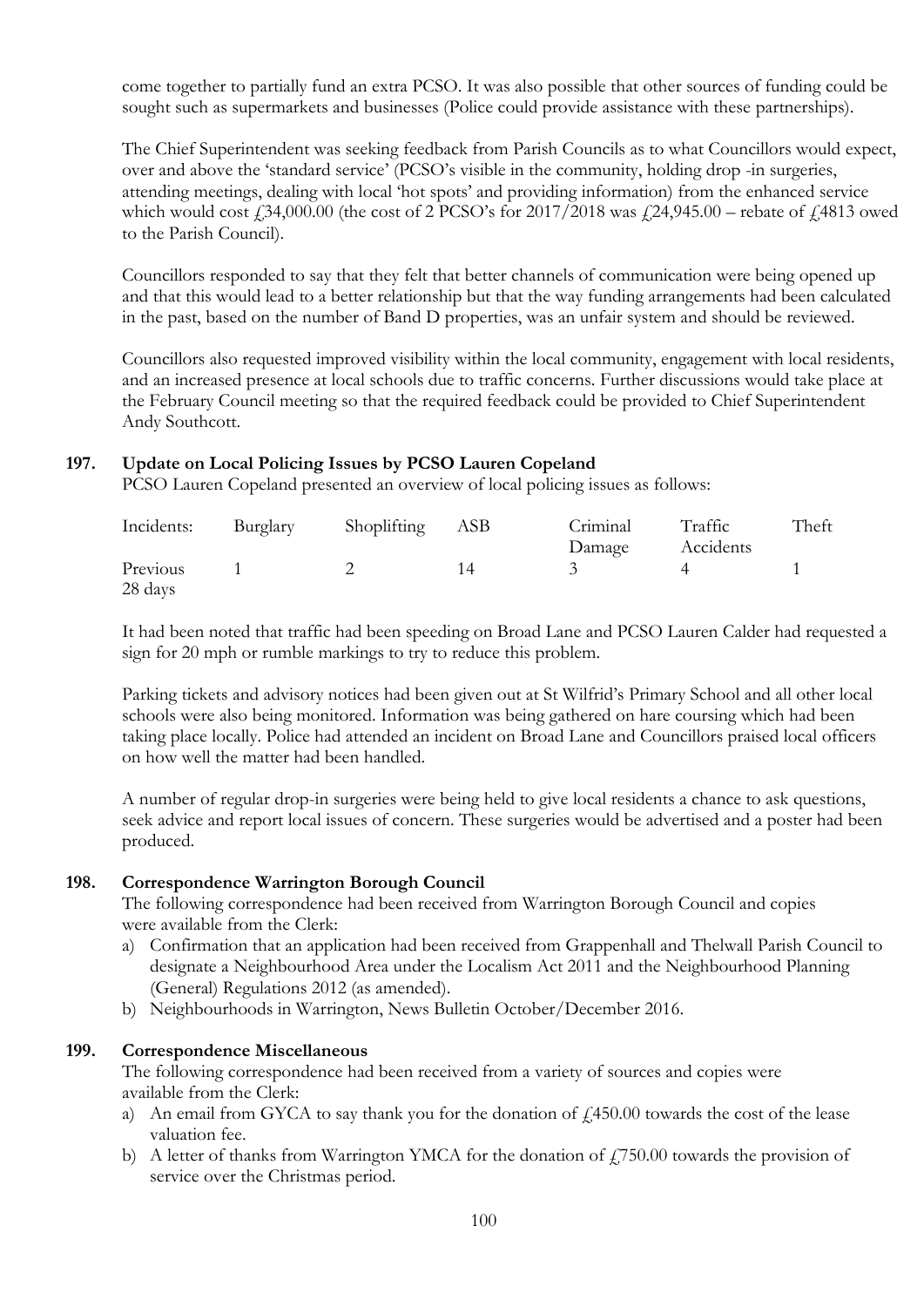come together to partially fund an extra PCSO. It was also possible that other sources of funding could be sought such as supermarkets and businesses (Police could provide assistance with these partnerships).

The Chief Superintendent was seeking feedback from Parish Councils as to what Councillors would expect, over and above the 'standard service' (PCSO's visible in the community, holding drop -in surgeries, attending meetings, dealing with local 'hot spots' and providing information) from the enhanced service which would cost £34,000.00 (the cost of 2 PCSO's for 2017/2018 was £24,945.00 – rebate of £4813 owed to the Parish Council).

Councillors responded to say that they felt that better channels of communication were being opened up and that this would lead to a better relationship but that the way funding arrangements had been calculated in the past, based on the number of Band D properties, was an unfair system and should be reviewed.

Councillors also requested improved visibility within the local community, engagement with local residents, and an increased presence at local schools due to traffic concerns. Further discussions would take place at the February Council meeting so that the required feedback could be provided to Chief Superintendent Andy Southcott.

**197. Update on Local Policing Issues by PCSO Lauren Copeland**

PCSO Lauren Copeland presented an overview of local policing issues as follows:

| Incidents: | Burglary | Shoplifting | ASB | Criminal Damage | Traffic Accidents | Theft |
|---|---|---|---|---|---|---|
| Previous 28 days | 1 | 2 | 14 | 3 | 4 | 1 |

It had been noted that traffic had been speeding on Broad Lane and PCSO Lauren Calder had requested a sign for 20 mph or rumble markings to try to reduce this problem.

Parking tickets and advisory notices had been given out at St Wilfrid's Primary School and all other local schools were also being monitored. Information was being gathered on hare coursing which had been taking place locally. Police had attended an incident on Broad Lane and Councillors praised local officers on how well the matter had been handled.

A number of regular drop-in surgeries were being held to give local residents a chance to ask questions, seek advice and report local issues of concern. These surgeries would be advertised and a poster had been produced.

**198. Correspondence Warrington Borough Council**

The following correspondence had been received from Warrington Borough Council and copies were available from the Clerk:

a) Confirmation that an application had been received from Grappenhall and Thelwall Parish Council to designate a Neighbourhood Area under the Localism Act 2011 and the Neighbourhood Planning (General) Regulations 2012 (as amended).
b) Neighbourhoods in Warrington, News Bulletin October/December 2016.

**199. Correspondence Miscellaneous**

The following correspondence had been received from a variety of sources and copies were available from the Clerk:

a) An email from GYCA to say thank you for the donation of £450.00 towards the cost of the lease valuation fee.
b) A letter of thanks from Warrington YMCA for the donation of £750.00 towards the provision of service over the Christmas period.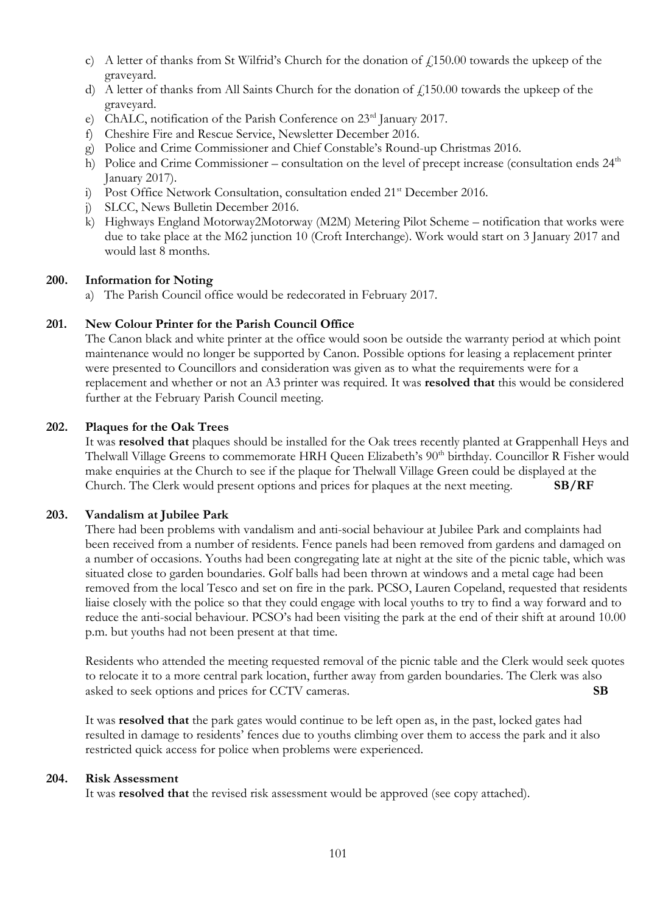c) A letter of thanks from St Wilfrid's Church for the donation of £150.00 towards the upkeep of the graveyard.
d) A letter of thanks from All Saints Church for the donation of £150.00 towards the upkeep of the graveyard.
e) ChALC, notification of the Parish Conference on 23rd January 2017.
f) Cheshire Fire and Rescue Service, Newsletter December 2016.
g) Police and Crime Commissioner and Chief Constable's Round-up Christmas 2016.
h) Police and Crime Commissioner – consultation on the level of precept increase (consultation ends 24th January 2017).
i) Post Office Network Consultation, consultation ended 21st December 2016.
j) SLCC, News Bulletin December 2016.
k) Highways England Motorway2Motorway (M2M) Metering Pilot Scheme – notification that works were due to take place at the M62 junction 10 (Croft Interchange). Work would start on 3 January 2017 and would last 8 months.

**200. Information for Noting**

a) The Parish Council office would be redecorated in February 2017.

**201. New Colour Printer for the Parish Council Office**

The Canon black and white printer at the office would soon be outside the warranty period at which point maintenance would no longer be supported by Canon. Possible options for leasing a replacement printer were presented to Councillors and consideration was given as to what the requirements were for a replacement and whether or not an A3 printer was required. It was **resolved that** this would be considered further at the February Parish Council meeting.

**202. Plaques for the Oak Trees**

It was **resolved that** plaques should be installed for the Oak trees recently planted at Grappenhall Heys and Thelwall Village Greens to commemorate HRH Queen Elizabeth's 90th birthday. Councillor R Fisher would make enquiries at the Church to see if the plaque for Thelwall Village Green could be displayed at the Church. The Clerk would present options and prices for plaques at the next meeting. **SB/RF**

**203. Vandalism at Jubilee Park**

There had been problems with vandalism and anti-social behaviour at Jubilee Park and complaints had been received from a number of residents. Fence panels had been removed from gardens and damaged on a number of occasions. Youths had been congregating late at night at the site of the picnic table, which was situated close to garden boundaries. Golf balls had been thrown at windows and a metal cage had been removed from the local Tesco and set on fire in the park. PCSO, Lauren Copeland, requested that residents liaise closely with the police so that they could engage with local youths to try to find a way forward and to reduce the anti-social behaviour. PCSO's had been visiting the park at the end of their shift at around 10.00 p.m. but youths had not been present at that time.

Residents who attended the meeting requested removal of the picnic table and the Clerk would seek quotes to relocate it to a more central park location, further away from garden boundaries. The Clerk was also asked to seek options and prices for CCTV cameras. **SB**

It was **resolved that** the park gates would continue to be left open as, in the past, locked gates had resulted in damage to residents' fences due to youths climbing over them to access the park and it also restricted quick access for police when problems were experienced.

**204. Risk Assessment**

It was **resolved that** the revised risk assessment would be approved (see copy attached).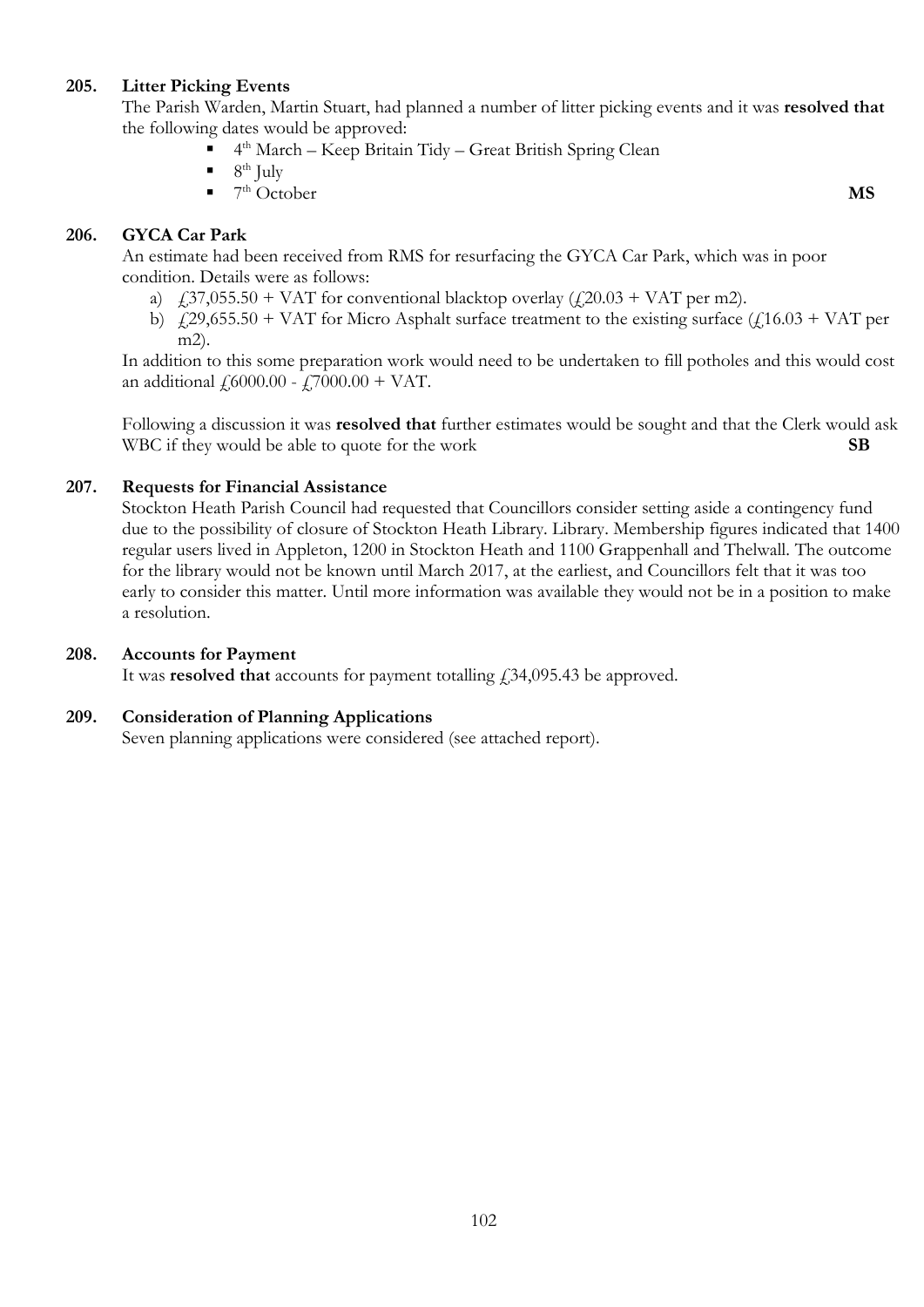**205. Litter Picking Events**

The Parish Warden, Martin Stuart, had planned a number of litter picking events and it was **resolved that** the following dates would be approved:

- 4th March – Keep Britain Tidy – Great British Spring Clean
- 8th July
- 7th October **MS**

**206. GYCA Car Park**

An estimate had been received from RMS for resurfacing the GYCA Car Park, which was in poor condition. Details were as follows:

a) £37,055.50 + VAT for conventional blacktop overlay (£20.03 + VAT per m2).

b) £29,655.50 + VAT for Micro Asphalt surface treatment to the existing surface (£16.03 + VAT per m2).

In addition to this some preparation work would need to be undertaken to fill potholes and this would cost an additional £6000.00 - £7000.00 + VAT.

Following a discussion it was **resolved that** further estimates would be sought and that the Clerk would ask WBC if they would be able to quote for the work **SB**

**207. Requests for Financial Assistance**

Stockton Heath Parish Council had requested that Councillors consider setting aside a contingency fund due to the possibility of closure of Stockton Heath Library. Library. Membership figures indicated that 1400 regular users lived in Appleton, 1200 in Stockton Heath and 1100 Grappenhall and Thelwall. The outcome for the library would not be known until March 2017, at the earliest, and Councillors felt that it was too early to consider this matter. Until more information was available they would not be in a position to make a resolution.

**208. Accounts for Payment**

It was **resolved that** accounts for payment totalling £34,095.43 be approved.

**209. Consideration of Planning Applications**

Seven planning applications were considered (see attached report).